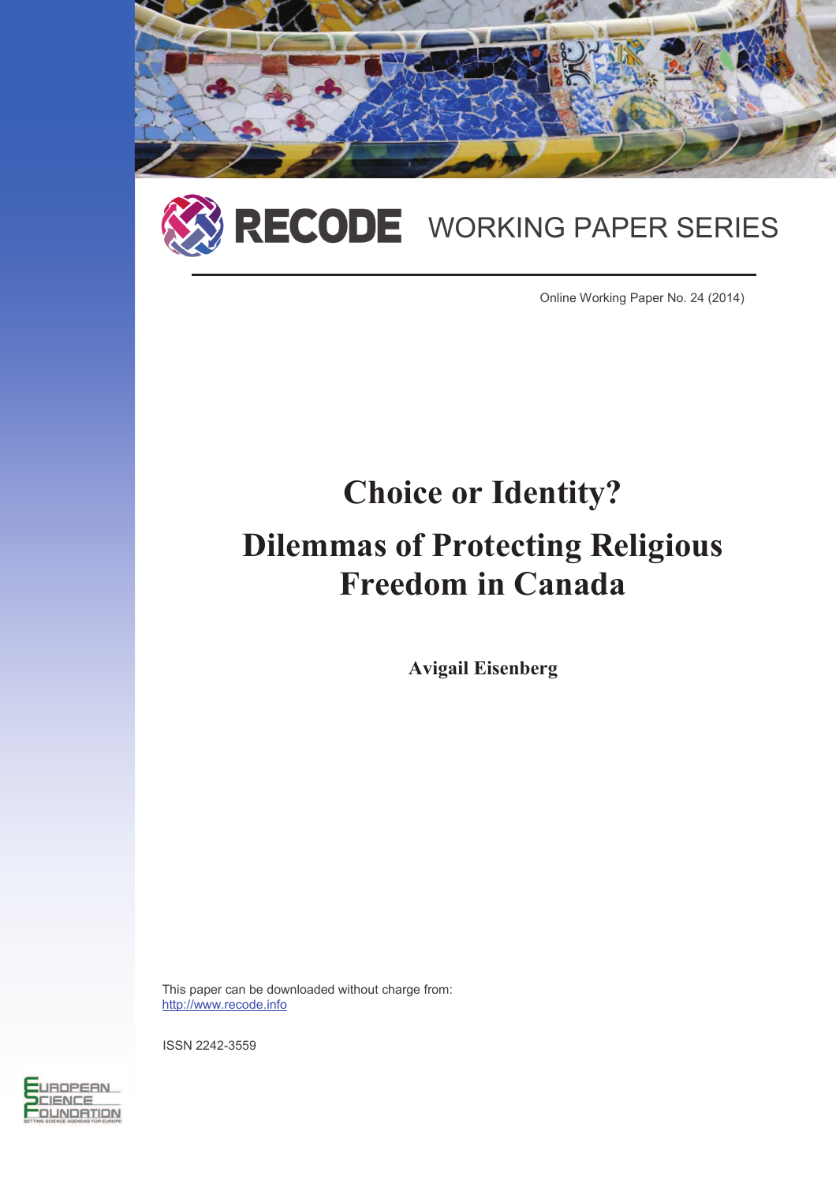RECODE WORKING PAPER SERIES

Online Working Paper No. 24 (2014)

# Choice or Identity?

# Dilemmas of Protecting Religious Freedom in Canada

**Avigail Eisenberg**

This paper can be downloaded without charge from:
http://www.recode.info

ISSN 2242-3559

European Science Foundation
Setting Science Agendas for Europe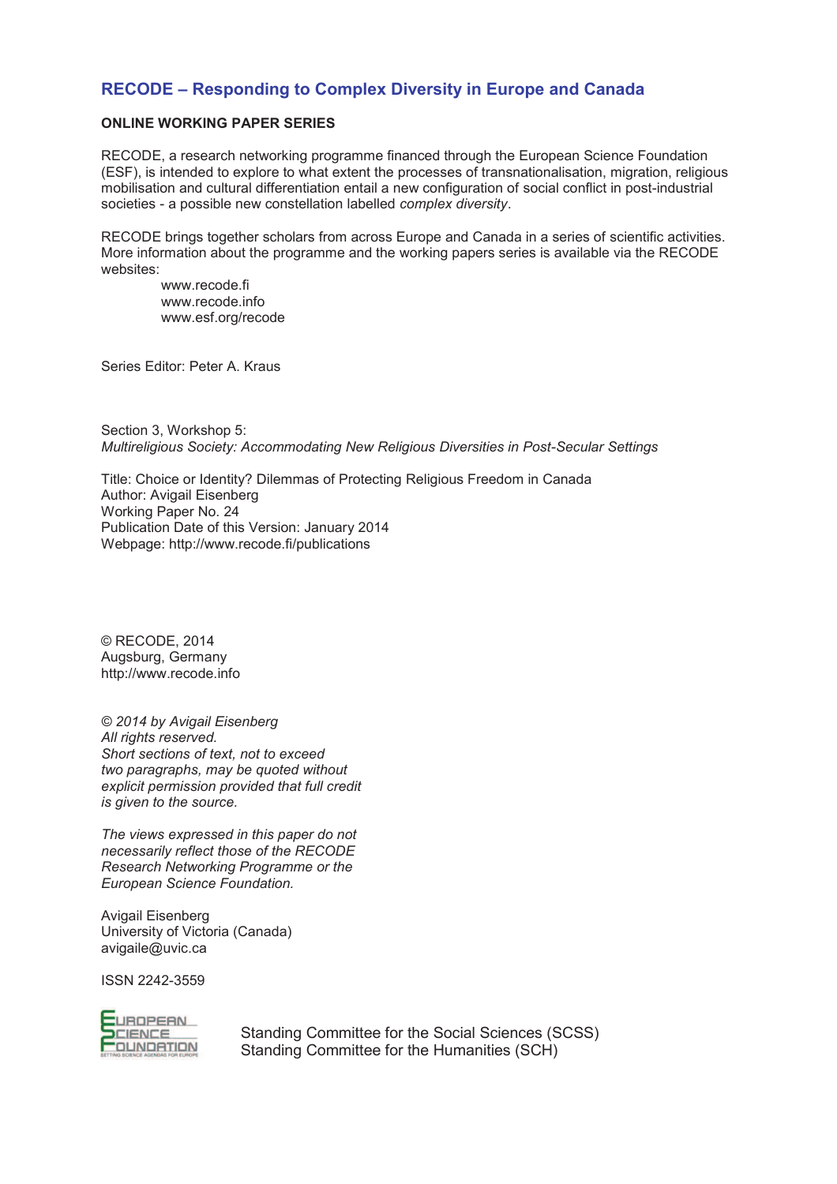## RECODE – Responding to Complex Diversity in Europe and Canada

**ONLINE WORKING PAPER SERIES**

RECODE, a research networking programme financed through the European Science Foundation (ESF), is intended to explore to what extent the processes of transnationalisation, migration, religious mobilisation and cultural differentiation entail a new configuration of social conflict in post-industrial societies - a possible new constellation labelled *complex diversity*.

RECODE brings together scholars from across Europe and Canada in a series of scientific activities. More information about the programme and the working papers series is available via the RECODE websites:

www.recode.fi
www.recode.info
www.esf.org/recode

Series Editor: Peter A. Kraus

Section 3, Workshop 5:
*Multireligious Society: Accommodating New Religious Diversities in Post-Secular Settings*

Title: Choice or Identity? Dilemmas of Protecting Religious Freedom in Canada
Author: Avigail Eisenberg
Working Paper No. 24
Publication Date of this Version: January 2014
Webpage: http://www.recode.fi/publications

© RECODE, 2014
Augsburg, Germany
http://www.recode.info

*© 2014 by Avigail Eisenberg*
*All rights reserved.*
*Short sections of text, not to exceed two paragraphs, may be quoted without explicit permission provided that full credit is given to the source.*

*The views expressed in this paper do not necessarily reflect those of the RECODE Research Networking Programme or the European Science Foundation.*

Avigail Eisenberg
University of Victoria (Canada)
avigaile@uvic.ca

ISSN 2242-3559

European Science Foundation

Standing Committee for the Social Sciences (SCSS)
Standing Committee for the Humanities (SCH)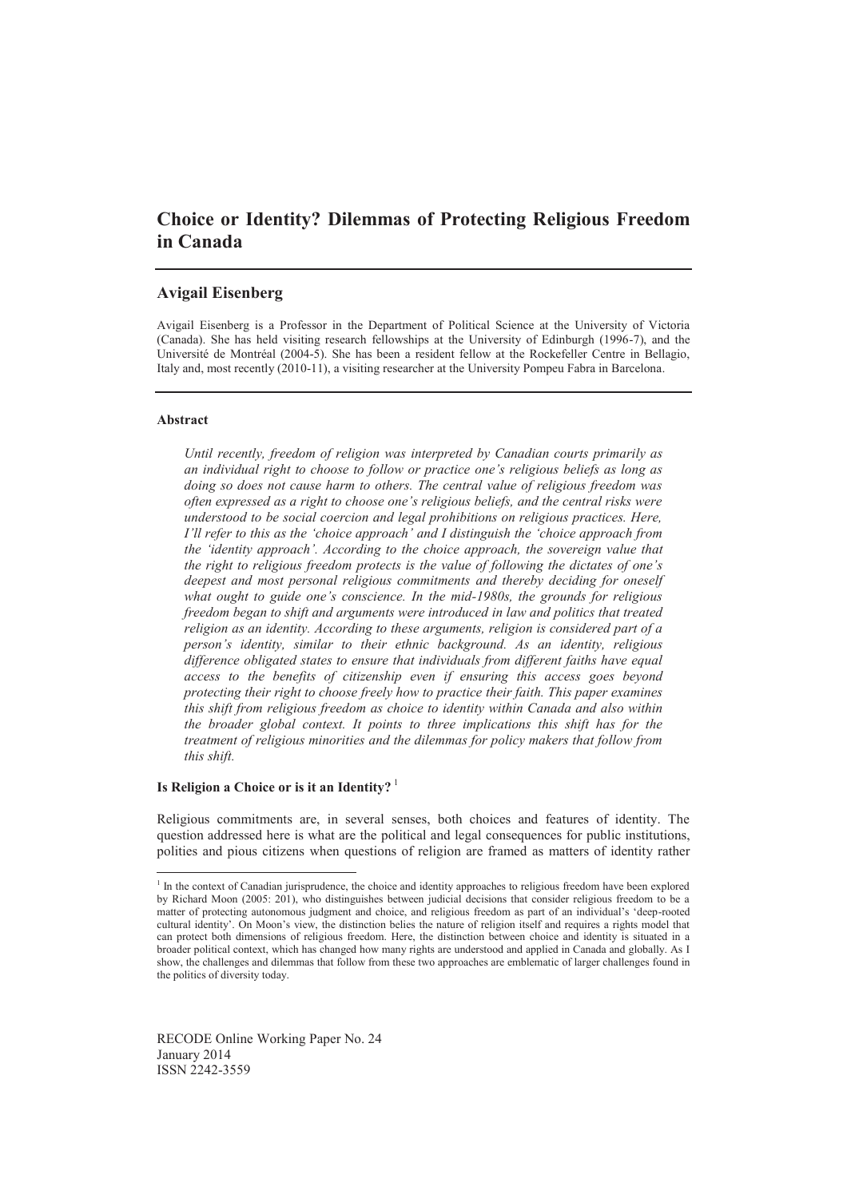# Choice or Identity? Dilemmas of Protecting Religious Freedom in Canada

## Avigail Eisenberg

Avigail Eisenberg is a Professor in the Department of Political Science at the University of Victoria (Canada). She has held visiting research fellowships at the University of Edinburgh (1996-7), and the Université de Montréal (2004-5). She has been a resident fellow at the Rockefeller Centre in Bellagio, Italy and, most recently (2010-11), a visiting researcher at the University Pompeu Fabra in Barcelona.

#### Abstract

*Until recently, freedom of religion was interpreted by Canadian courts primarily as an individual right to choose to follow or practice one's religious beliefs as long as doing so does not cause harm to others. The central value of religious freedom was often expressed as a right to choose one's religious beliefs, and the central risks were understood to be social coercion and legal prohibitions on religious practices. Here, I'll refer to this as the 'choice approach' and I distinguish the 'choice approach from the 'identity approach'. According to the choice approach, the sovereign value that the right to religious freedom protects is the value of following the dictates of one's deepest and most personal religious commitments and thereby deciding for oneself what ought to guide one's conscience. In the mid-1980s, the grounds for religious freedom began to shift and arguments were introduced in law and politics that treated religion as an identity. According to these arguments, religion is considered part of a person's identity, similar to their ethnic background. As an identity, religious difference obligated states to ensure that individuals from different faiths have equal access to the benefits of citizenship even if ensuring this access goes beyond protecting their right to choose freely how to practice their faith. This paper examines this shift from religious freedom as choice to identity within Canada and also within the broader global context. It points to three implications this shift has for the treatment of religious minorities and the dilemmas for policy makers that follow from this shift.*

#### Is Religion a Choice or is it an Identity? [1]

Religious commitments are, in several senses, both choices and features of identity. The question addressed here is what are the political and legal consequences for public institutions, polities and pious citizens when questions of religion are framed as matters of identity rather

[1] In the context of Canadian jurisprudence, the choice and identity approaches to religious freedom have been explored by Richard Moon (2005: 201), who distinguishes between judicial decisions that consider religious freedom to be a matter of protecting autonomous judgment and choice, and religious freedom as part of an individual's 'deep-rooted cultural identity'. On Moon's view, the distinction belies the nature of religion itself and requires a rights model that can protect both dimensions of religious freedom. Here, the distinction between choice and identity is situated in a broader political context, which has changed how many rights are understood and applied in Canada and globally. As I show, the challenges and dilemmas that follow from these two approaches are emblematic of larger challenges found in the politics of diversity today.

RECODE Online Working Paper No. 24
January 2014
ISSN 2242-3559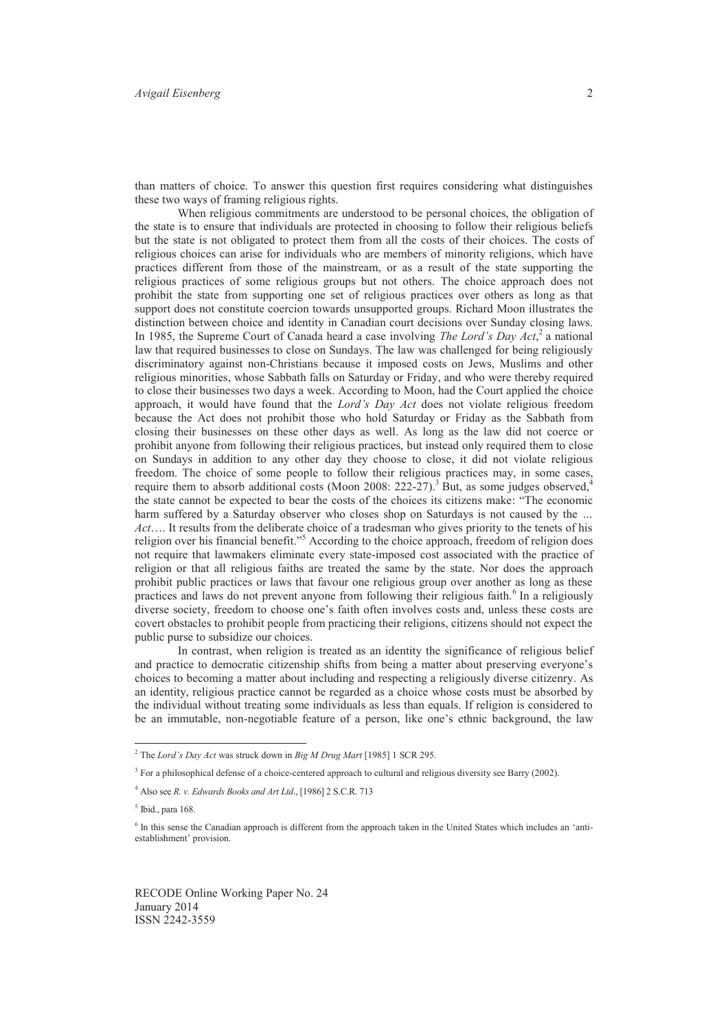than matters of choice. To answer this question first requires considering what distinguishes these two ways of framing religious rights.

When religious commitments are understood to be personal choices, the obligation of the state is to ensure that individuals are protected in choosing to follow their religious beliefs but the state is not obligated to protect them from all the costs of their choices. The costs of religious choices can arise for individuals who are members of minority religions, which have practices different from those of the mainstream, or as a result of the state supporting the religious practices of some religious groups but not others. The choice approach does not prohibit the state from supporting one set of religious practices over others as long as that support does not constitute coercion towards unsupported groups. Richard Moon illustrates the distinction between choice and identity in Canadian court decisions over Sunday closing laws. In 1985, the Supreme Court of Canada heard a case involving *The Lord's Day Act*,[2] a national law that required businesses to close on Sundays. The law was challenged for being religiously discriminatory against non-Christians because it imposed costs on Jews, Muslims and other religious minorities, whose Sabbath falls on Saturday or Friday, and who were thereby required to close their businesses two days a week. According to Moon, had the Court applied the choice approach, it would have found that the *Lord's Day Act* does not violate religious freedom because the Act does not prohibit those who hold Saturday or Friday as the Sabbath from closing their businesses on these other days as well. As long as the law did not coerce or prohibit anyone from following their religious practices, but instead only required them to close on Sundays in addition to any other day they choose to close, it did not violate religious freedom. The choice of some people to follow their religious practices may, in some cases, require them to absorb additional costs (Moon 2008: 222-27).[3] But, as some judges observed,[4] the state cannot be expected to bear the costs of the choices its citizens make: "The economic harm suffered by a Saturday observer who closes shop on Saturdays is not caused by the ... *Act*…. It results from the deliberate choice of a tradesman who gives priority to the tenets of his religion over his financial benefit."[5] According to the choice approach, freedom of religion does not require that lawmakers eliminate every state-imposed cost associated with the practice of religion or that all religious faiths are treated the same by the state. Nor does the approach prohibit public practices or laws that favour one religious group over another as long as these practices and laws do not prevent anyone from following their religious faith.[6] In a religiously diverse society, freedom to choose one's faith often involves costs and, unless these costs are covert obstacles to prohibit people from practicing their religions, citizens should not expect the public purse to subsidize our choices.

In contrast, when religion is treated as an identity the significance of religious belief and practice to democratic citizenship shifts from being a matter about preserving everyone's choices to becoming a matter about including and respecting a religiously diverse citizenry. As an identity, religious practice cannot be regarded as a choice whose costs must be absorbed by the individual without treating some individuals as less than equals. If religion is considered to be an immutable, non-negotiable feature of a person, like one's ethnic background, the law

---

[2] The *Lord's Day Act* was struck down in *Big M Drug Mart* [1985] 1 SCR 295.

[3] For a philosophical defense of a choice-centered approach to cultural and religious diversity see Barry (2002).

[4] Also see *R. v. Edwards Books and Art Ltd*., [1986] 2 S.C.R. 713

[5] Ibid., para 168.

[6] In this sense the Canadian approach is different from the approach taken in the United States which includes an 'anti-establishment' provision.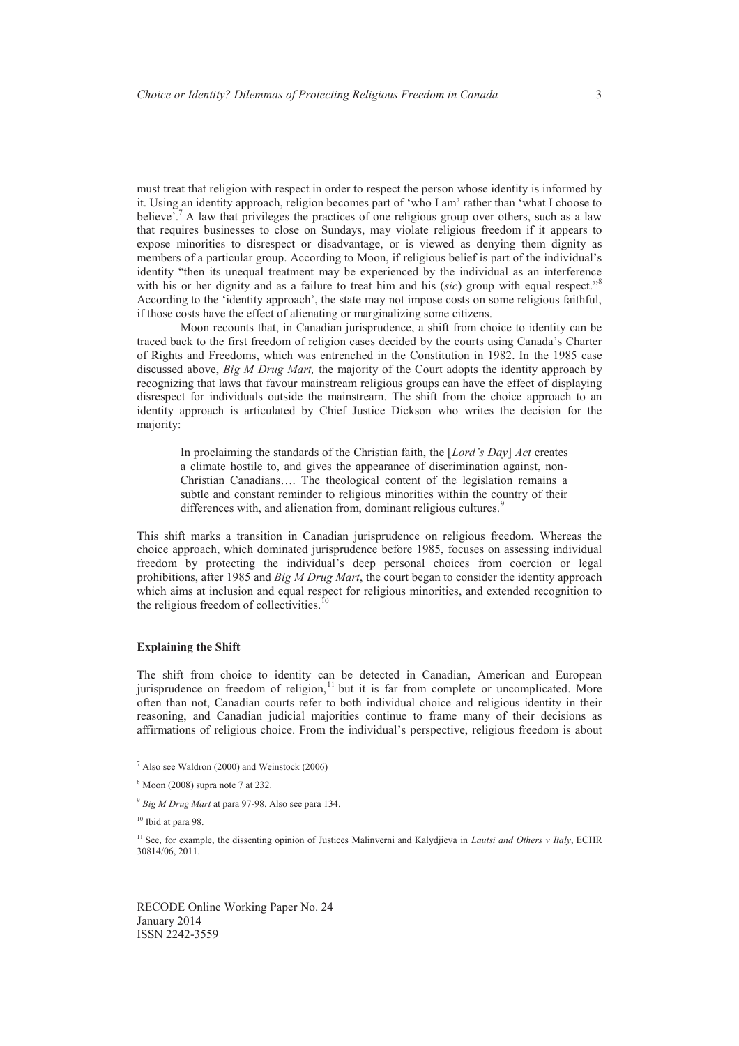must treat that religion with respect in order to respect the person whose identity is informed by it. Using an identity approach, religion becomes part of 'who I am' rather than 'what I choose to believe'.[7] A law that privileges the practices of one religious group over others, such as a law that requires businesses to close on Sundays, may violate religious freedom if it appears to expose minorities to disrespect or disadvantage, or is viewed as denying them dignity as members of a particular group. According to Moon, if religious belief is part of the individual's identity "then its unequal treatment may be experienced by the individual as an interference with his or her dignity and as a failure to treat him and his (*sic*) group with equal respect."[8] According to the 'identity approach', the state may not impose costs on some religious faithful, if those costs have the effect of alienating or marginalizing some citizens.

Moon recounts that, in Canadian jurisprudence, a shift from choice to identity can be traced back to the first freedom of religion cases decided by the courts using Canada's Charter of Rights and Freedoms, which was entrenched in the Constitution in 1982. In the 1985 case discussed above, *Big M Drug Mart,* the majority of the Court adopts the identity approach by recognizing that laws that favour mainstream religious groups can have the effect of displaying disrespect for individuals outside the mainstream. The shift from the choice approach to an identity approach is articulated by Chief Justice Dickson who writes the decision for the majority:

> In proclaiming the standards of the Christian faith, the [*Lord's Day*] *Act* creates a climate hostile to, and gives the appearance of discrimination against, non-Christian Canadians…. The theological content of the legislation remains a subtle and constant reminder to religious minorities within the country of their differences with, and alienation from, dominant religious cultures.[9]

This shift marks a transition in Canadian jurisprudence on religious freedom. Whereas the choice approach, which dominated jurisprudence before 1985, focuses on assessing individual freedom by protecting the individual's deep personal choices from coercion or legal prohibitions, after 1985 and *Big M Drug Mart*, the court began to consider the identity approach which aims at inclusion and equal respect for religious minorities, and extended recognition to the religious freedom of collectivities.[10]

### Explaining the Shift

The shift from choice to identity can be detected in Canadian, American and European jurisprudence on freedom of religion,[11] but it is far from complete or uncomplicated. More often than not, Canadian courts refer to both individual choice and religious identity in their reasoning, and Canadian judicial majorities continue to frame many of their decisions as affirmations of religious choice. From the individual's perspective, religious freedom is about

---

[7] Also see Waldron (2000) and Weinstock (2006)

[8] Moon (2008) supra note 7 at 232.

[9] *Big M Drug Mart* at para 97-98. Also see para 134.

[10] Ibid at para 98.

[11] See, for example, the dissenting opinion of Justices Malinverni and Kalydjieva in *Lautsi and Others v Italy*, ECHR 30814/06, 2011.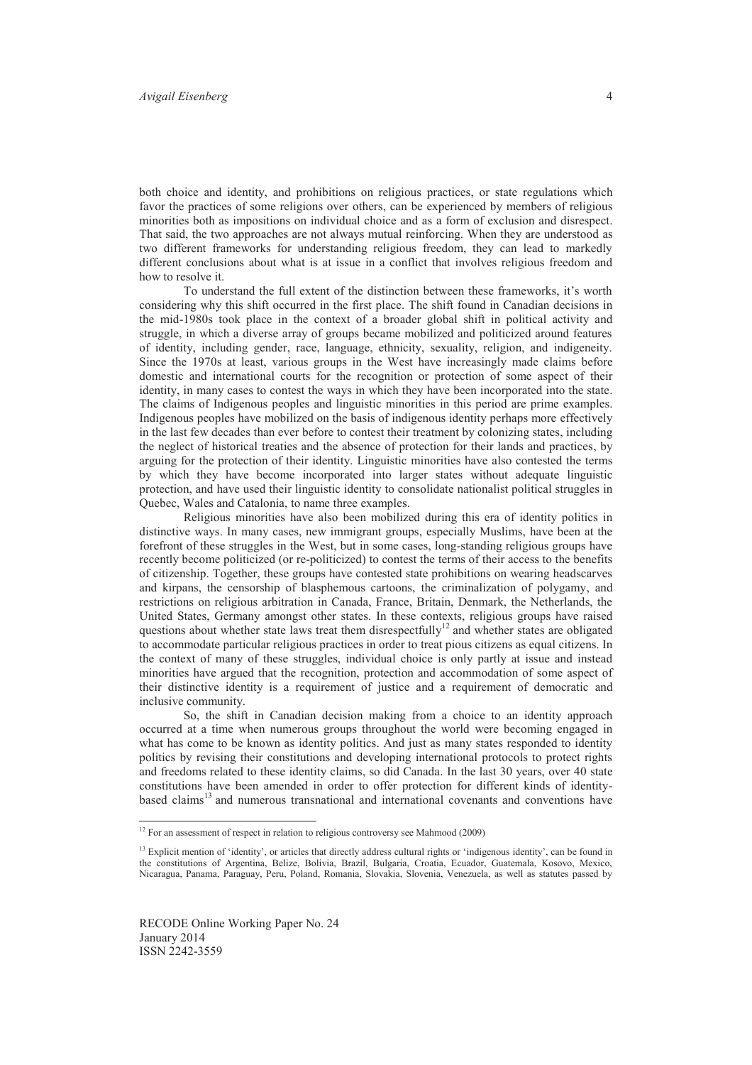both choice and identity, and prohibitions on religious practices, or state regulations which favor the practices of some religions over others, can be experienced by members of religious minorities both as impositions on individual choice and as a form of exclusion and disrespect. That said, the two approaches are not always mutual reinforcing. When they are understood as two different frameworks for understanding religious freedom, they can lead to markedly different conclusions about what is at issue in a conflict that involves religious freedom and how to resolve it.

To understand the full extent of the distinction between these frameworks, it's worth considering why this shift occurred in the first place. The shift found in Canadian decisions in the mid-1980s took place in the context of a broader global shift in political activity and struggle, in which a diverse array of groups became mobilized and politicized around features of identity, including gender, race, language, ethnicity, sexuality, religion, and indigeneity. Since the 1970s at least, various groups in the West have increasingly made claims before domestic and international courts for the recognition or protection of some aspect of their identity, in many cases to contest the ways in which they have been incorporated into the state. The claims of Indigenous peoples and linguistic minorities in this period are prime examples. Indigenous peoples have mobilized on the basis of indigenous identity perhaps more effectively in the last few decades than ever before to contest their treatment by colonizing states, including the neglect of historical treaties and the absence of protection for their lands and practices, by arguing for the protection of their identity. Linguistic minorities have also contested the terms by which they have become incorporated into larger states without adequate linguistic protection, and have used their linguistic identity to consolidate nationalist political struggles in Quebec, Wales and Catalonia, to name three examples.

Religious minorities have also been mobilized during this era of identity politics in distinctive ways. In many cases, new immigrant groups, especially Muslims, have been at the forefront of these struggles in the West, but in some cases, long-standing religious groups have recently become politicized (or re-politicized) to contest the terms of their access to the benefits of citizenship. Together, these groups have contested state prohibitions on wearing headscarves and kirpans, the censorship of blasphemous cartoons, the criminalization of polygamy, and restrictions on religious arbitration in Canada, France, Britain, Denmark, the Netherlands, the United States, Germany amongst other states. In these contexts, religious groups have raised questions about whether state laws treat them disrespectfully[12] and whether states are obligated to accommodate particular religious practices in order to treat pious citizens as equal citizens. In the context of many of these struggles, individual choice is only partly at issue and instead minorities have argued that the recognition, protection and accommodation of some aspect of their distinctive identity is a requirement of justice and a requirement of democratic and inclusive community.

So, the shift in Canadian decision making from a choice to an identity approach occurred at a time when numerous groups throughout the world were becoming engaged in what has come to be known as identity politics. And just as many states responded to identity politics by revising their constitutions and developing international protocols to protect rights and freedoms related to these identity claims, so did Canada. In the last 30 years, over 40 state constitutions have been amended in order to offer protection for different kinds of identity-based claims[13] and numerous transnational and international covenants and conventions have

---

[12] For an assessment of respect in relation to religious controversy see Mahmood (2009)

[13] Explicit mention of 'identity', or articles that directly address cultural rights or 'indigenous identity', can be found in the constitutions of Argentina, Belize, Bolivia, Brazil, Bulgaria, Croatia, Ecuador, Guatemala, Kosovo, Mexico, Nicaragua, Panama, Paraguay, Peru, Poland, Romania, Slovakia, Slovenia, Venezuela, as well as statutes passed by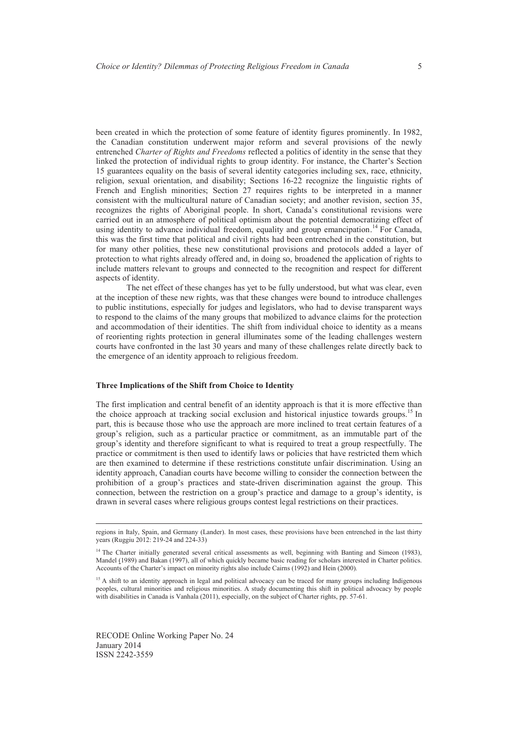been created in which the protection of some feature of identity figures prominently. In 1982, the Canadian constitution underwent major reform and several provisions of the newly entrenched *Charter of Rights and Freedoms* reflected a politics of identity in the sense that they linked the protection of individual rights to group identity. For instance, the Charter's Section 15 guarantees equality on the basis of several identity categories including sex, race, ethnicity, religion, sexual orientation, and disability; Sections 16-22 recognize the linguistic rights of French and English minorities; Section 27 requires rights to be interpreted in a manner consistent with the multicultural nature of Canadian society; and another revision, section 35, recognizes the rights of Aboriginal people. In short, Canada's constitutional revisions were carried out in an atmosphere of political optimism about the potential democratizing effect of using identity to advance individual freedom, equality and group emancipation.[14] For Canada, this was the first time that political and civil rights had been entrenched in the constitution, but for many other polities, these new constitutional provisions and protocols added a layer of protection to what rights already offered and, in doing so, broadened the application of rights to include matters relevant to groups and connected to the recognition and respect for different aspects of identity.

The net effect of these changes has yet to be fully understood, but what was clear, even at the inception of these new rights, was that these changes were bound to introduce challenges to public institutions, especially for judges and legislators, who had to devise transparent ways to respond to the claims of the many groups that mobilized to advance claims for the protection and accommodation of their identities. The shift from individual choice to identity as a means of reorienting rights protection in general illuminates some of the leading challenges western courts have confronted in the last 30 years and many of these challenges relate directly back to the emergence of an identity approach to religious freedom.

### Three Implications of the Shift from Choice to Identity

The first implication and central benefit of an identity approach is that it is more effective than the choice approach at tracking social exclusion and historical injustice towards groups.[15] In part, this is because those who use the approach are more inclined to treat certain features of a group's religion, such as a particular practice or commitment, as an immutable part of the group's identity and therefore significant to what is required to treat a group respectfully. The practice or commitment is then used to identify laws or policies that have restricted them which are then examined to determine if these restrictions constitute unfair discrimination. Using an identity approach, Canadian courts have become willing to consider the connection between the prohibition of a group's practices and state-driven discrimination against the group. This connection, between the restriction on a group's practice and damage to a group's identity, is drawn in several cases where religious groups contest legal restrictions on their practices.

---

regions in Italy, Spain, and Germany (Lander). In most cases, these provisions have been entrenched in the last thirty years (Ruggiu 2012: 219-24 and 224-33)

[14] The Charter initially generated several critical assessments as well, beginning with Banting and Simeon (1983), Mandel (1989) and Bakan (1997), all of which quickly became basic reading for scholars interested in Charter politics. Accounts of the Charter's impact on minority rights also include Cairns (1992) and Hein (2000).

[15] A shift to an identity approach in legal and political advocacy can be traced for many groups including Indigenous peoples, cultural minorities and religious minorities. A study documenting this shift in political advocacy by people with disabilities in Canada is Vanhala (2011), especially, on the subject of Charter rights, pp. 57-61.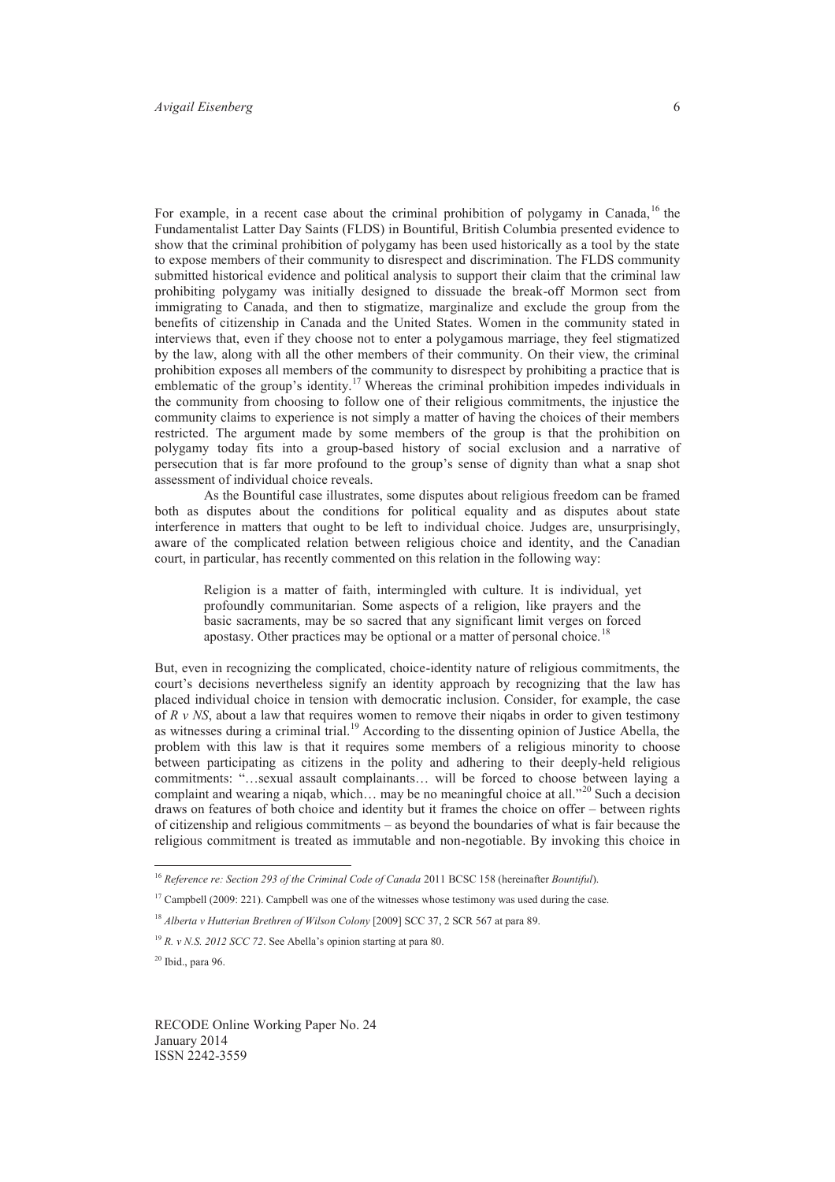For example, in a recent case about the criminal prohibition of polygamy in Canada,[16] the Fundamentalist Latter Day Saints (FLDS) in Bountiful, British Columbia presented evidence to show that the criminal prohibition of polygamy has been used historically as a tool by the state to expose members of their community to disrespect and discrimination. The FLDS community submitted historical evidence and political analysis to support their claim that the criminal law prohibiting polygamy was initially designed to dissuade the break-off Mormon sect from immigrating to Canada, and then to stigmatize, marginalize and exclude the group from the benefits of citizenship in Canada and the United States. Women in the community stated in interviews that, even if they choose not to enter a polygamous marriage, they feel stigmatized by the law, along with all the other members of their community. On their view, the criminal prohibition exposes all members of the community to disrespect by prohibiting a practice that is emblematic of the group's identity.[17] Whereas the criminal prohibition impedes individuals in the community from choosing to follow one of their religious commitments, the injustice the community claims to experience is not simply a matter of having the choices of their members restricted. The argument made by some members of the group is that the prohibition on polygamy today fits into a group-based history of social exclusion and a narrative of persecution that is far more profound to the group's sense of dignity than what a snap shot assessment of individual choice reveals.

As the Bountiful case illustrates, some disputes about religious freedom can be framed both as disputes about the conditions for political equality and as disputes about state interference in matters that ought to be left to individual choice. Judges are, unsurprisingly, aware of the complicated relation between religious choice and identity, and the Canadian court, in particular, has recently commented on this relation in the following way:

> Religion is a matter of faith, intermingled with culture. It is individual, yet profoundly communitarian. Some aspects of a religion, like prayers and the basic sacraments, may be so sacred that any significant limit verges on forced apostasy. Other practices may be optional or a matter of personal choice.[18]

But, even in recognizing the complicated, choice-identity nature of religious commitments, the court's decisions nevertheless signify an identity approach by recognizing that the law has placed individual choice in tension with democratic inclusion. Consider, for example, the case of *R v NS*, about a law that requires women to remove their niqabs in order to given testimony as witnesses during a criminal trial.[19] According to the dissenting opinion of Justice Abella, the problem with this law is that it requires some members of a religious minority to choose between participating as citizens in the polity and adhering to their deeply-held religious commitments: "…sexual assault complainants… will be forced to choose between laying a complaint and wearing a niqab, which… may be no meaningful choice at all."[20] Such a decision draws on features of both choice and identity but it frames the choice on offer – between rights of citizenship and religious commitments – as beyond the boundaries of what is fair because the religious commitment is treated as immutable and non-negotiable. By invoking this choice in

---

[16] *Reference re: Section 293 of the Criminal Code of Canada* 2011 BCSC 158 (hereinafter *Bountiful*).

[17] Campbell (2009: 221). Campbell was one of the witnesses whose testimony was used during the case.

[18] *Alberta v Hutterian Brethren of Wilson Colony* [2009] SCC 37, 2 SCR 567 at para 89.

[19] *R. v N.S. 2012 SCC 72*. See Abella's opinion starting at para 80.

[20] Ibid., para 96.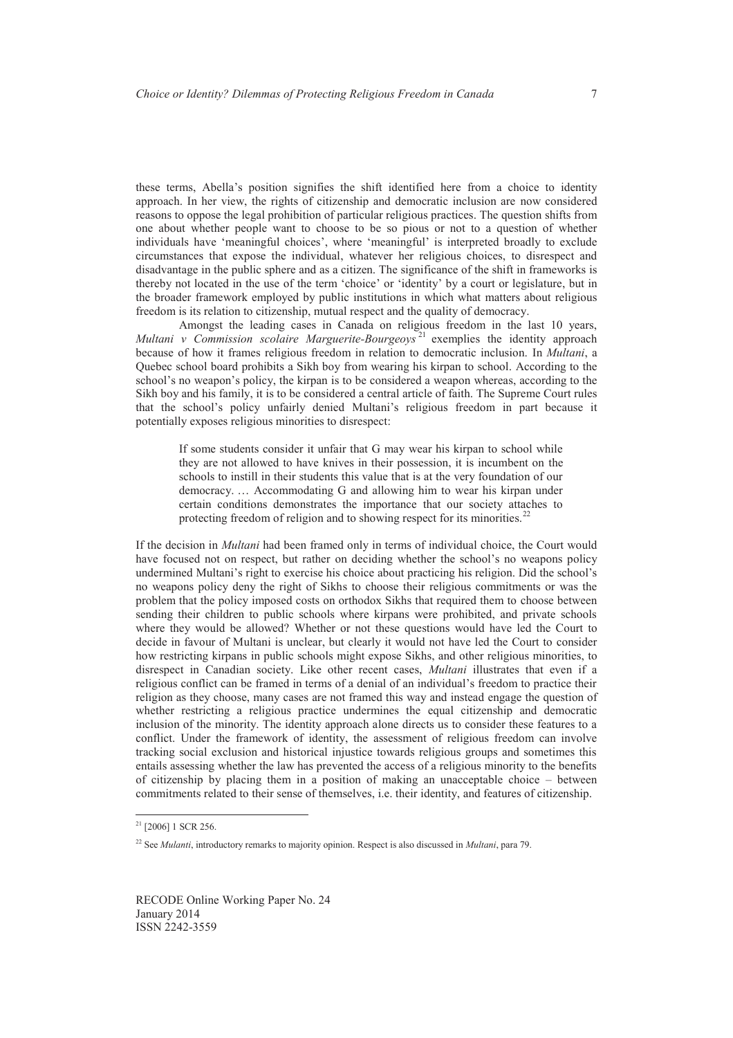these terms, Abella's position signifies the shift identified here from a choice to identity approach. In her view, the rights of citizenship and democratic inclusion are now considered reasons to oppose the legal prohibition of particular religious practices. The question shifts from one about whether people want to choose to be so pious or not to a question of whether individuals have 'meaningful choices', where 'meaningful' is interpreted broadly to exclude circumstances that expose the individual, whatever her religious choices, to disrespect and disadvantage in the public sphere and as a citizen. The significance of the shift in frameworks is thereby not located in the use of the term 'choice' or 'identity' by a court or legislature, but in the broader framework employed by public institutions in which what matters about religious freedom is its relation to citizenship, mutual respect and the quality of democracy.

Amongst the leading cases in Canada on religious freedom in the last 10 years, *Multani v Commission scolaire Marguerite-Bourgeoys*[21] exemplifies the identity approach because of how it frames religious freedom in relation to democratic inclusion. In *Multani*, a Quebec school board prohibits a Sikh boy from wearing his kirpan to school. According to the school's no weapon's policy, the kirpan is to be considered a weapon whereas, according to the Sikh boy and his family, it is to be considered a central article of faith. The Supreme Court rules that the school's policy unfairly denied Multani's religious freedom in part because it potentially exposes religious minorities to disrespect:

> If some students consider it unfair that G may wear his kirpan to school while they are not allowed to have knives in their possession, it is incumbent on the schools to instill in their students this value that is at the very foundation of our democracy. … Accommodating G and allowing him to wear his kirpan under certain conditions demonstrates the importance that our society attaches to protecting freedom of religion and to showing respect for its minorities.[22]

If the decision in *Multani* had been framed only in terms of individual choice, the Court would have focused not on respect, but rather on deciding whether the school's no weapons policy undermined Multani's right to exercise his choice about practicing his religion. Did the school's no weapons policy deny the right of Sikhs to choose their religious commitments or was the problem that the policy imposed costs on orthodox Sikhs that required them to choose between sending their children to public schools where kirpans were prohibited, and private schools where they would be allowed? Whether or not these questions would have led the Court to decide in favour of Multani is unclear, but clearly it would not have led the Court to consider how restricting kirpans in public schools might expose Sikhs, and other religious minorities, to disrespect in Canadian society. Like other recent cases, *Multani* illustrates that even if a religious conflict can be framed in terms of a denial of an individual's freedom to practice their religion as they choose, many cases are not framed this way and instead engage the question of whether restricting a religious practice undermines the equal citizenship and democratic inclusion of the minority. The identity approach alone directs us to consider these features to a conflict. Under the framework of identity, the assessment of religious freedom can involve tracking social exclusion and historical injustice towards religious groups and sometimes this entails assessing whether the law has prevented the access of a religious minority to the benefits of citizenship by placing them in a position of making an unacceptable choice – between commitments related to their sense of themselves, i.e. their identity, and features of citizenship.

---

[21] [2006] 1 SCR 256.

[22] See *Mulanti*, introductory remarks to majority opinion. Respect is also discussed in *Multani*, para 79.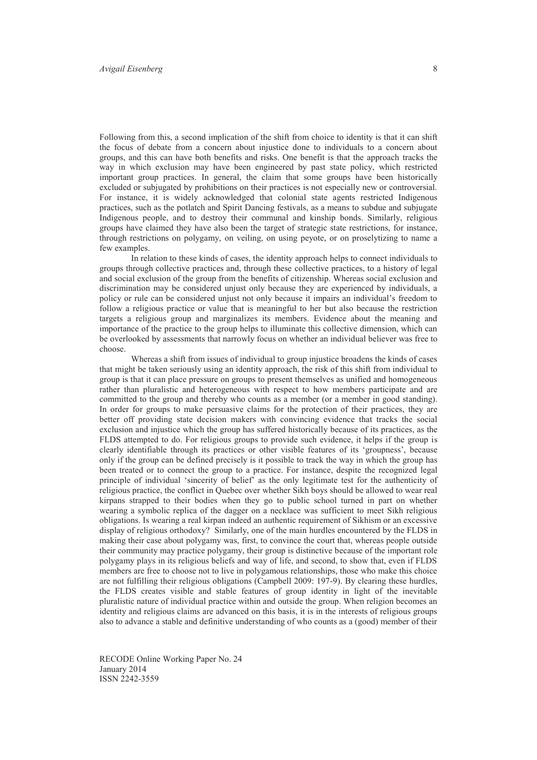Following from this, a second implication of the shift from choice to identity is that it can shift the focus of debate from a concern about injustice done to individuals to a concern about groups, and this can have both benefits and risks. One benefit is that the approach tracks the way in which exclusion may have been engineered by past state policy, which restricted important group practices. In general, the claim that some groups have been historically excluded or subjugated by prohibitions on their practices is not especially new or controversial. For instance, it is widely acknowledged that colonial state agents restricted Indigenous practices, such as the potlatch and Spirit Dancing festivals, as a means to subdue and subjugate Indigenous people, and to destroy their communal and kinship bonds. Similarly, religious groups have claimed they have also been the target of strategic state restrictions, for instance, through restrictions on polygamy, on veiling, on using peyote, or on proselytizing to name a few examples.

In relation to these kinds of cases, the identity approach helps to connect individuals to groups through collective practices and, through these collective practices, to a history of legal and social exclusion of the group from the benefits of citizenship. Whereas social exclusion and discrimination may be considered unjust only because they are experienced by individuals, a policy or rule can be considered unjust not only because it impairs an individual's freedom to follow a religious practice or value that is meaningful to her but also because the restriction targets a religious group and marginalizes its members. Evidence about the meaning and importance of the practice to the group helps to illuminate this collective dimension, which can be overlooked by assessments that narrowly focus on whether an individual believer was free to choose.

Whereas a shift from issues of individual to group injustice broadens the kinds of cases that might be taken seriously using an identity approach, the risk of this shift from individual to group is that it can place pressure on groups to present themselves as unified and homogeneous rather than pluralistic and heterogeneous with respect to how members participate and are committed to the group and thereby who counts as a member (or a member in good standing). In order for groups to make persuasive claims for the protection of their practices, they are better off providing state decision makers with convincing evidence that tracks the social exclusion and injustice which the group has suffered historically because of its practices, as the FLDS attempted to do. For religious groups to provide such evidence, it helps if the group is clearly identifiable through its practices or other visible features of its 'groupness', because only if the group can be defined precisely is it possible to track the way in which the group has been treated or to connect the group to a practice. For instance, despite the recognized legal principle of individual 'sincerity of belief' as the only legitimate test for the authenticity of religious practice, the conflict in Quebec over whether Sikh boys should be allowed to wear real kirpans strapped to their bodies when they go to public school turned in part on whether wearing a symbolic replica of the dagger on a necklace was sufficient to meet Sikh religious obligations. Is wearing a real kirpan indeed an authentic requirement of Sikhism or an excessive display of religious orthodoxy? Similarly, one of the main hurdles encountered by the FLDS in making their case about polygamy was, first, to convince the court that, whereas people outside their community may practice polygamy, their group is distinctive because of the important role polygamy plays in its religious beliefs and way of life, and second, to show that, even if FLDS members are free to choose not to live in polygamous relationships, those who make this choice are not fulfilling their religious obligations (Campbell 2009: 197-9). By clearing these hurdles, the FLDS creates visible and stable features of group identity in light of the inevitable pluralistic nature of individual practice within and outside the group. When religion becomes an identity and religious claims are advanced on this basis, it is in the interests of religious groups also to advance a stable and definitive understanding of who counts as a (good) member of their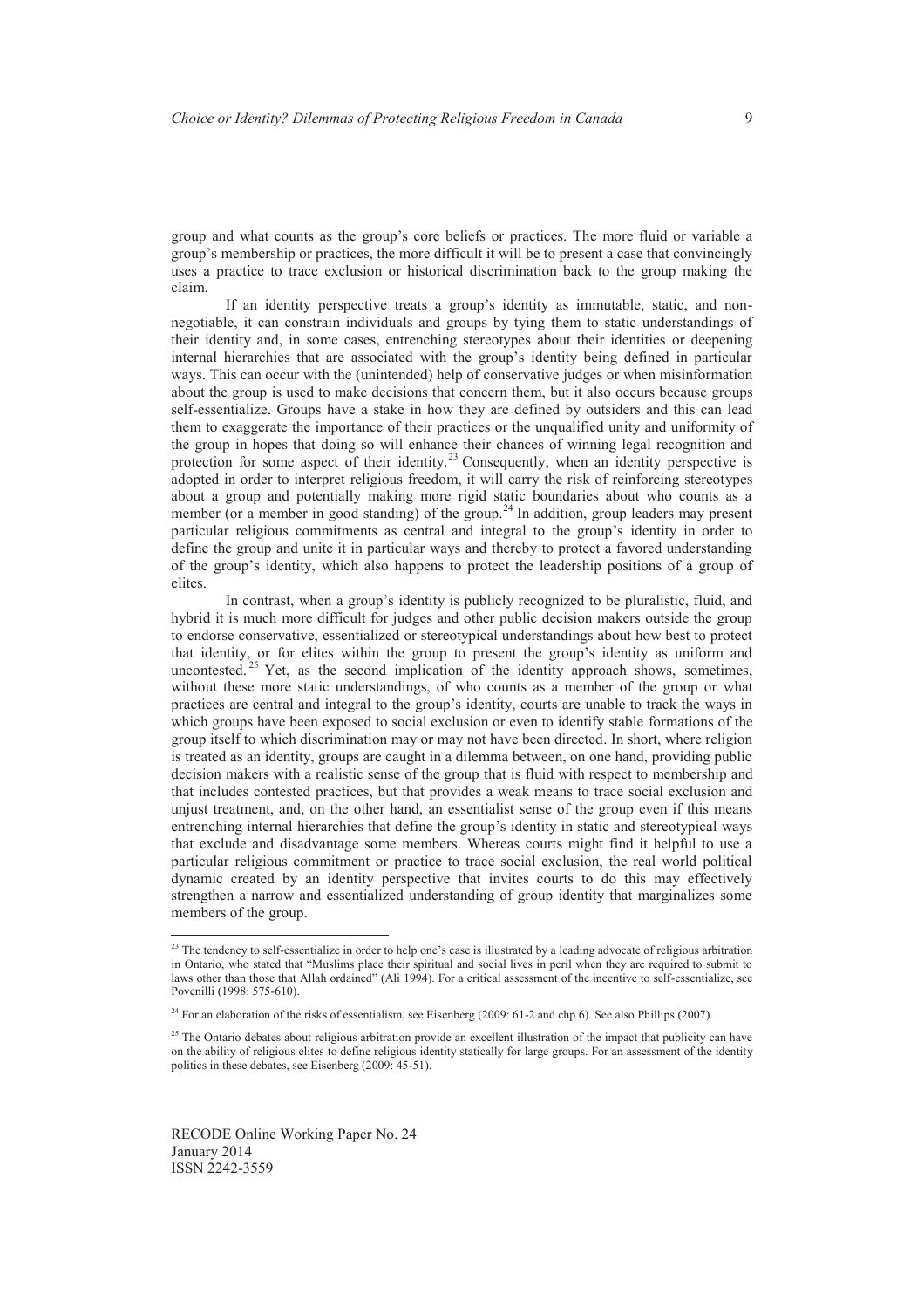group and what counts as the group's core beliefs or practices. The more fluid or variable a group's membership or practices, the more difficult it will be to present a case that convincingly uses a practice to trace exclusion or historical discrimination back to the group making the claim.

If an identity perspective treats a group's identity as immutable, static, and non-negotiable, it can constrain individuals and groups by tying them to static understandings of their identity and, in some cases, entrenching stereotypes about their identities or deepening internal hierarchies that are associated with the group's identity being defined in particular ways. This can occur with the (unintended) help of conservative judges or when misinformation about the group is used to make decisions that concern them, but it also occurs because groups self-essentialize. Groups have a stake in how they are defined by outsiders and this can lead them to exaggerate the importance of their practices or the unqualified unity and uniformity of the group in hopes that doing so will enhance their chances of winning legal recognition and protection for some aspect of their identity.[23] Consequently, when an identity perspective is adopted in order to interpret religious freedom, it will carry the risk of reinforcing stereotypes about a group and potentially making more rigid static boundaries about who counts as a member (or a member in good standing) of the group.[24] In addition, group leaders may present particular religious commitments as central and integral to the group's identity in order to define the group and unite it in particular ways and thereby to protect a favored understanding of the group's identity, which also happens to protect the leadership positions of a group of elites.

In contrast, when a group's identity is publicly recognized to be pluralistic, fluid, and hybrid it is much more difficult for judges and other public decision makers outside the group to endorse conservative, essentialized or stereotypical understandings about how best to protect that identity, or for elites within the group to present the group's identity as uniform and uncontested.[25] Yet, as the second implication of the identity approach shows, sometimes, without these more static understandings, of who counts as a member of the group or what practices are central and integral to the group's identity, courts are unable to track the ways in which groups have been exposed to social exclusion or even to identify stable formations of the group itself to which discrimination may or may not have been directed. In short, where religion is treated as an identity, groups are caught in a dilemma between, on one hand, providing public decision makers with a realistic sense of the group that is fluid with respect to membership and that includes contested practices, but that provides a weak means to trace social exclusion and unjust treatment, and, on the other hand, an essentialist sense of the group even if this means entrenching internal hierarchies that define the group's identity in static and stereotypical ways that exclude and disadvantage some members. Whereas courts might find it helpful to use a particular religious commitment or practice to trace social exclusion, the real world political dynamic created by an identity perspective that invites courts to do this may effectively strengthen a narrow and essentialized understanding of group identity that marginalizes some members of the group.

---

[23] The tendency to self-essentialize in order to help one's case is illustrated by a leading advocate of religious arbitration in Ontario, who stated that "Muslims place their spiritual and social lives in peril when they are required to submit to laws other than those that Allah ordained" (Ali 1994). For a critical assessment of the incentive to self-essentialize, see Povenilli (1998: 575-610).

[24] For an elaboration of the risks of essentialism, see Eisenberg (2009: 61-2 and chp 6). See also Phillips (2007).

[25] The Ontario debates about religious arbitration provide an excellent illustration of the impact that publicity can have on the ability of religious elites to define religious identity statically for large groups. For an assessment of the identity politics in these debates, see Eisenberg (2009: 45-51).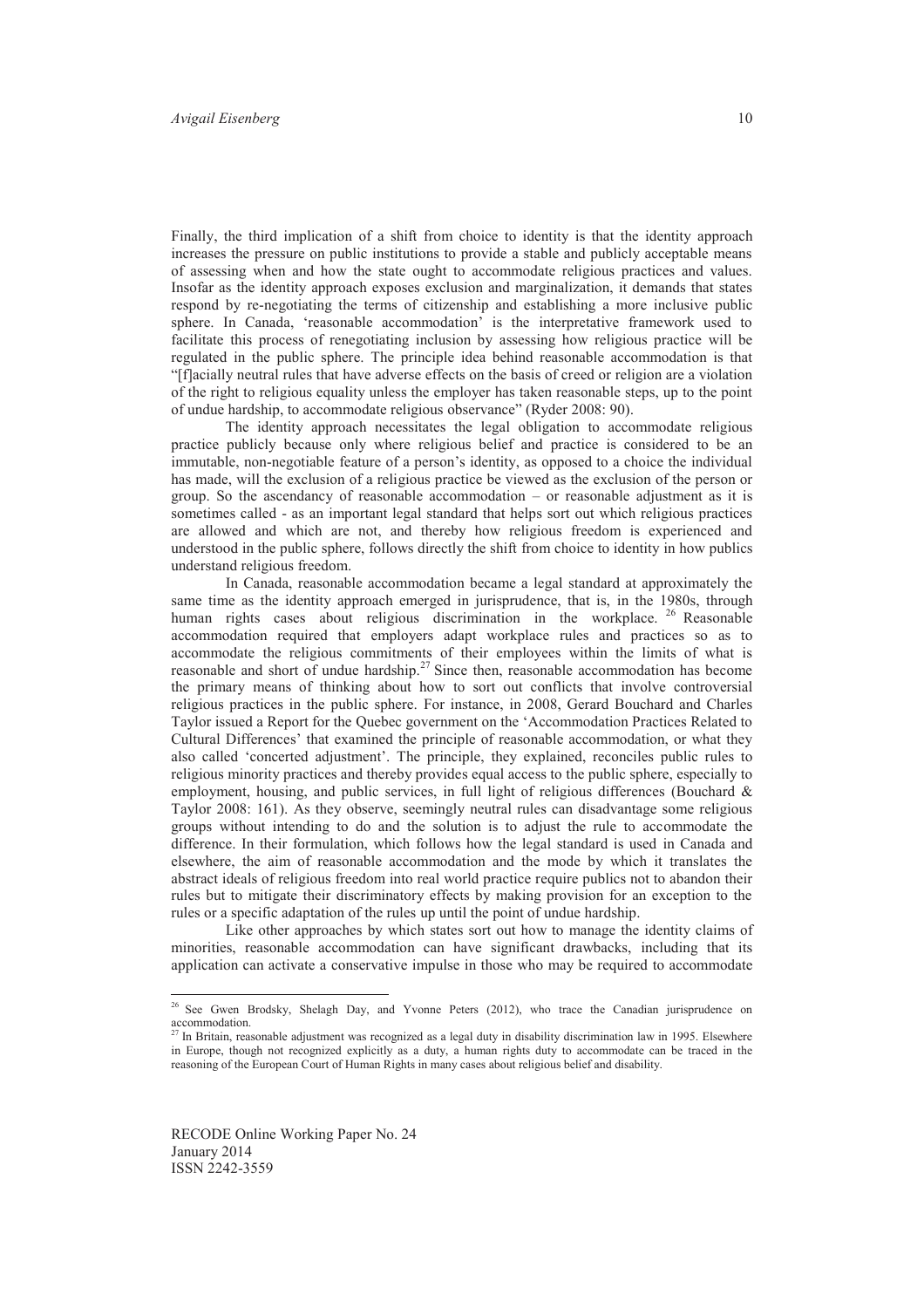Finally, the third implication of a shift from choice to identity is that the identity approach increases the pressure on public institutions to provide a stable and publicly acceptable means of assessing when and how the state ought to accommodate religious practices and values. Insofar as the identity approach exposes exclusion and marginalization, it demands that states respond by re-negotiating the terms of citizenship and establishing a more inclusive public sphere. In Canada, 'reasonable accommodation' is the interpretative framework used to facilitate this process of renegotiating inclusion by assessing how religious practice will be regulated in the public sphere. The principle idea behind reasonable accommodation is that "[f]acially neutral rules that have adverse effects on the basis of creed or religion are a violation of the right to religious equality unless the employer has taken reasonable steps, up to the point of undue hardship, to accommodate religious observance" (Ryder 2008: 90).

The identity approach necessitates the legal obligation to accommodate religious practice publicly because only where religious belief and practice is considered to be an immutable, non-negotiable feature of a person's identity, as opposed to a choice the individual has made, will the exclusion of a religious practice be viewed as the exclusion of the person or group. So the ascendancy of reasonable accommodation – or reasonable adjustment as it is sometimes called - as an important legal standard that helps sort out which religious practices are allowed and which are not, and thereby how religious freedom is experienced and understood in the public sphere, follows directly the shift from choice to identity in how publics understand religious freedom.

In Canada, reasonable accommodation became a legal standard at approximately the same time as the identity approach emerged in jurisprudence, that is, in the 1980s, through human rights cases about religious discrimination in the workplace. [26] Reasonable accommodation required that employers adapt workplace rules and practices so as to accommodate the religious commitments of their employees within the limits of what is reasonable and short of undue hardship.[27] Since then, reasonable accommodation has become the primary means of thinking about how to sort out conflicts that involve controversial religious practices in the public sphere. For instance, in 2008, Gerard Bouchard and Charles Taylor issued a Report for the Quebec government on the 'Accommodation Practices Related to Cultural Differences' that examined the principle of reasonable accommodation, or what they also called 'concerted adjustment'. The principle, they explained, reconciles public rules to religious minority practices and thereby provides equal access to the public sphere, especially to employment, housing, and public services, in full light of religious differences (Bouchard & Taylor 2008: 161). As they observe, seemingly neutral rules can disadvantage some religious groups without intending to do and the solution is to adjust the rule to accommodate the difference. In their formulation, which follows how the legal standard is used in Canada and elsewhere, the aim of reasonable accommodation and the mode by which it translates the abstract ideals of religious freedom into real world practice require publics not to abandon their rules but to mitigate their discriminatory effects by making provision for an exception to the rules or a specific adaptation of the rules up until the point of undue hardship.

Like other approaches by which states sort out how to manage the identity claims of minorities, reasonable accommodation can have significant drawbacks, including that its application can activate a conservative impulse in those who may be required to accommodate

---

[26] See Gwen Brodsky, Shelagh Day, and Yvonne Peters (2012), who trace the Canadian jurisprudence on accommodation.

[27] In Britain, reasonable adjustment was recognized as a legal duty in disability discrimination law in 1995. Elsewhere in Europe, though not recognized explicitly as a duty, a human rights duty to accommodate can be traced in the reasoning of the European Court of Human Rights in many cases about religious belief and disability.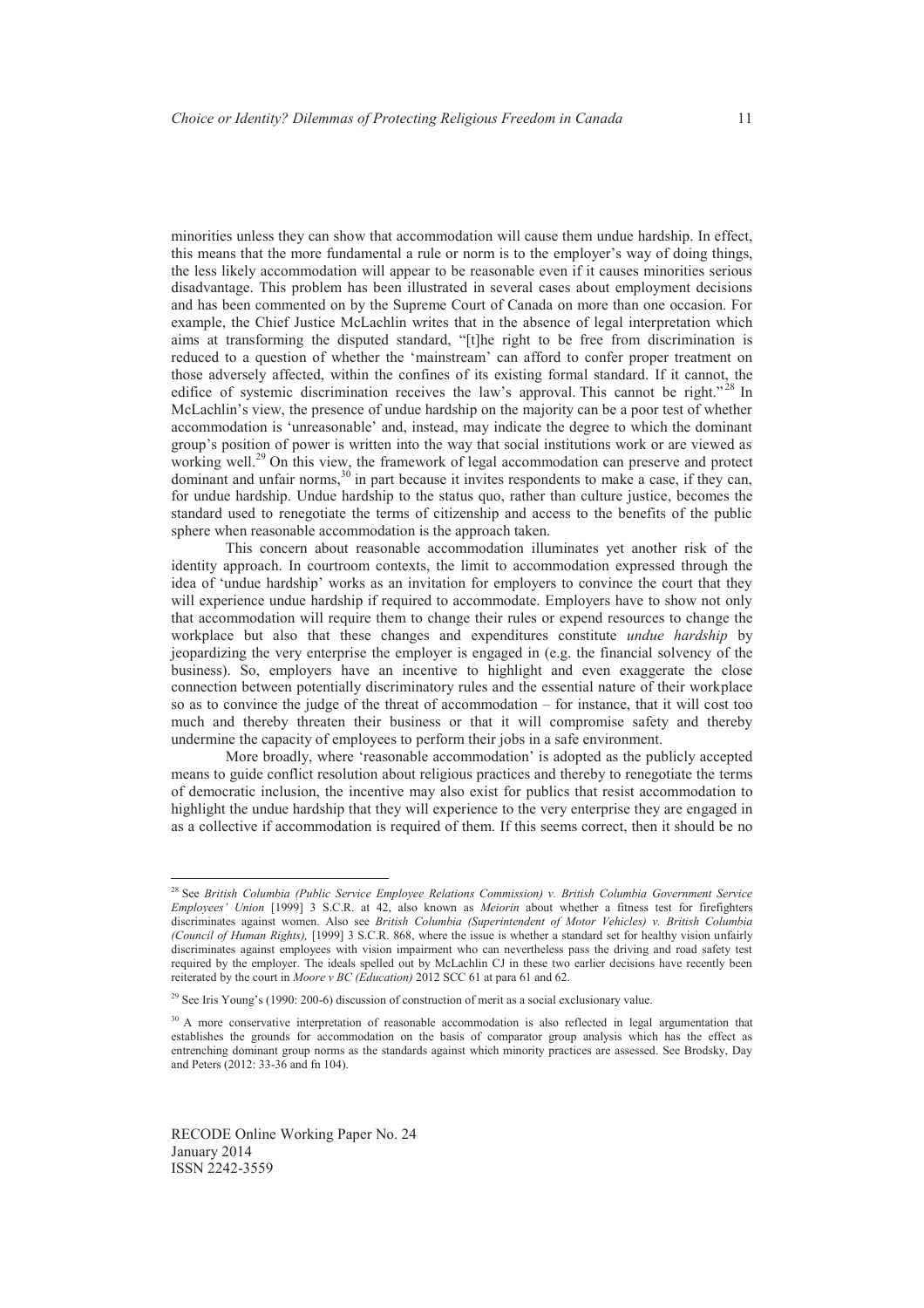minorities unless they can show that accommodation will cause them undue hardship. In effect, this means that the more fundamental a rule or norm is to the employer's way of doing things, the less likely accommodation will appear to be reasonable even if it causes minorities serious disadvantage. This problem has been illustrated in several cases about employment decisions and has been commented on by the Supreme Court of Canada on more than one occasion. For example, the Chief Justice McLachlin writes that in the absence of legal interpretation which aims at transforming the disputed standard, "[t]he right to be free from discrimination is reduced to a question of whether the 'mainstream' can afford to confer proper treatment on those adversely affected, within the confines of its existing formal standard. If it cannot, the edifice of systemic discrimination receives the law's approval. This cannot be right."[28] In McLachlin's view, the presence of undue hardship on the majority can be a poor test of whether accommodation is 'unreasonable' and, instead, may indicate the degree to which the dominant group's position of power is written into the way that social institutions work or are viewed as working well.[29] On this view, the framework of legal accommodation can preserve and protect dominant and unfair norms,[30] in part because it invites respondents to make a case, if they can, for undue hardship. Undue hardship to the status quo, rather than culture justice, becomes the standard used to renegotiate the terms of citizenship and access to the benefits of the public sphere when reasonable accommodation is the approach taken.

This concern about reasonable accommodation illuminates yet another risk of the identity approach. In courtroom contexts, the limit to accommodation expressed through the idea of 'undue hardship' works as an invitation for employers to convince the court that they will experience undue hardship if required to accommodate. Employers have to show not only that accommodation will require them to change their rules or expend resources to change the workplace but also that these changes and expenditures constitute *undue hardship* by jeopardizing the very enterprise the employer is engaged in (e.g. the financial solvency of the business). So, employers have an incentive to highlight and even exaggerate the close connection between potentially discriminatory rules and the essential nature of their workplace so as to convince the judge of the threat of accommodation – for instance, that it will cost too much and thereby threaten their business or that it will compromise safety and thereby undermine the capacity of employees to perform their jobs in a safe environment.

More broadly, where 'reasonable accommodation' is adopted as the publicly accepted means to guide conflict resolution about religious practices and thereby to renegotiate the terms of democratic inclusion, the incentive may also exist for publics that resist accommodation to highlight the undue hardship that they will experience to the very enterprise they are engaged in as a collective if accommodation is required of them. If this seems correct, then it should be no

---

[28] See *British Columbia (Public Service Employee Relations Commission) v. British Columbia Government Service Employees' Union* [1999] 3 S.C.R. at 42, also known as *Meiorin* about whether a fitness test for firefighters discriminates against women. Also see *British Columbia (Superintendent of Motor Vehicles) v. British Columbia (Council of Human Rights),* [1999] 3 S.C.R. 868, where the issue is whether a standard set for healthy vision unfairly discriminates against employees with vision impairment who can nevertheless pass the driving and road safety test required by the employer. The ideals spelled out by McLachlin CJ in these two earlier decisions have recently been reiterated by the court in *Moore v BC (Education)* 2012 SCC 61 at para 61 and 62.

[29] See Iris Young's (1990: 200-6) discussion of construction of merit as a social exclusionary value.

[30] A more conservative interpretation of reasonable accommodation is also reflected in legal argumentation that establishes the grounds for accommodation on the basis of comparator group analysis which has the effect as entrenching dominant group norms as the standards against which minority practices are assessed. See Brodsky, Day and Peters (2012: 33-36 and fn 104).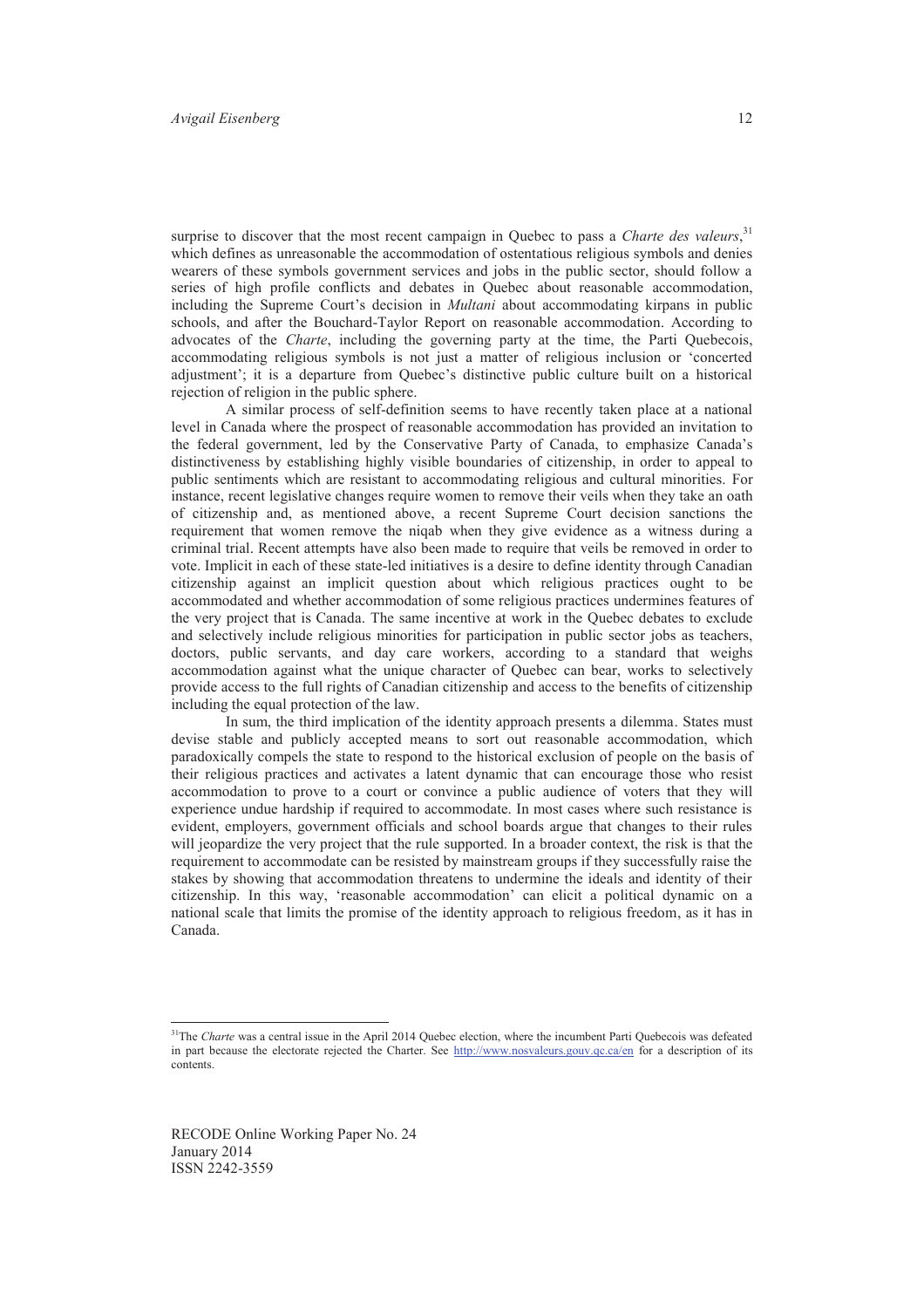surprise to discover that the most recent campaign in Quebec to pass a *Charte des valeurs*,[31] which defines as unreasonable the accommodation of ostentatious religious symbols and denies wearers of these symbols government services and jobs in the public sector, should follow a series of high profile conflicts and debates in Quebec about reasonable accommodation, including the Supreme Court's decision in *Multani* about accommodating kirpans in public schools, and after the Bouchard-Taylor Report on reasonable accommodation. According to advocates of the *Charte*, including the governing party at the time, the Parti Quebecois, accommodating religious symbols is not just a matter of religious inclusion or 'concerted adjustment'; it is a departure from Quebec's distinctive public culture built on a historical rejection of religion in the public sphere.

A similar process of self-definition seems to have recently taken place at a national level in Canada where the prospect of reasonable accommodation has provided an invitation to the federal government, led by the Conservative Party of Canada, to emphasize Canada's distinctiveness by establishing highly visible boundaries of citizenship, in order to appeal to public sentiments which are resistant to accommodating religious and cultural minorities. For instance, recent legislative changes require women to remove their veils when they take an oath of citizenship and, as mentioned above, a recent Supreme Court decision sanctions the requirement that women remove the niqab when they give evidence as a witness during a criminal trial. Recent attempts have also been made to require that veils be removed in order to vote. Implicit in each of these state-led initiatives is a desire to define identity through Canadian citizenship against an implicit question about which religious practices ought to be accommodated and whether accommodation of some religious practices undermines features of the very project that is Canada. The same incentive at work in the Quebec debates to exclude and selectively include religious minorities for participation in public sector jobs as teachers, doctors, public servants, and day care workers, according to a standard that weighs accommodation against what the unique character of Quebec can bear, works to selectively provide access to the full rights of Canadian citizenship and access to the benefits of citizenship including the equal protection of the law.

In sum, the third implication of the identity approach presents a dilemma. States must devise stable and publicly accepted means to sort out reasonable accommodation, which paradoxically compels the state to respond to the historical exclusion of people on the basis of their religious practices and activates a latent dynamic that can encourage those who resist accommodation to prove to a court or convince a public audience of voters that they will experience undue hardship if required to accommodate. In most cases where such resistance is evident, employers, government officials and school boards argue that changes to their rules will jeopardize the very project that the rule supported. In a broader context, the risk is that the requirement to accommodate can be resisted by mainstream groups if they successfully raise the stakes by showing that accommodation threatens to undermine the ideals and identity of their citizenship. In this way, 'reasonable accommodation' can elicit a political dynamic on a national scale that limits the promise of the identity approach to religious freedom, as it has in Canada.

---

[31] The *Charte* was a central issue in the April 2014 Quebec election, where the incumbent Parti Quebecois was defeated in part because the electorate rejected the Charter. See http://www.nosvaleurs.gouv.qc.ca/en for a description of its contents.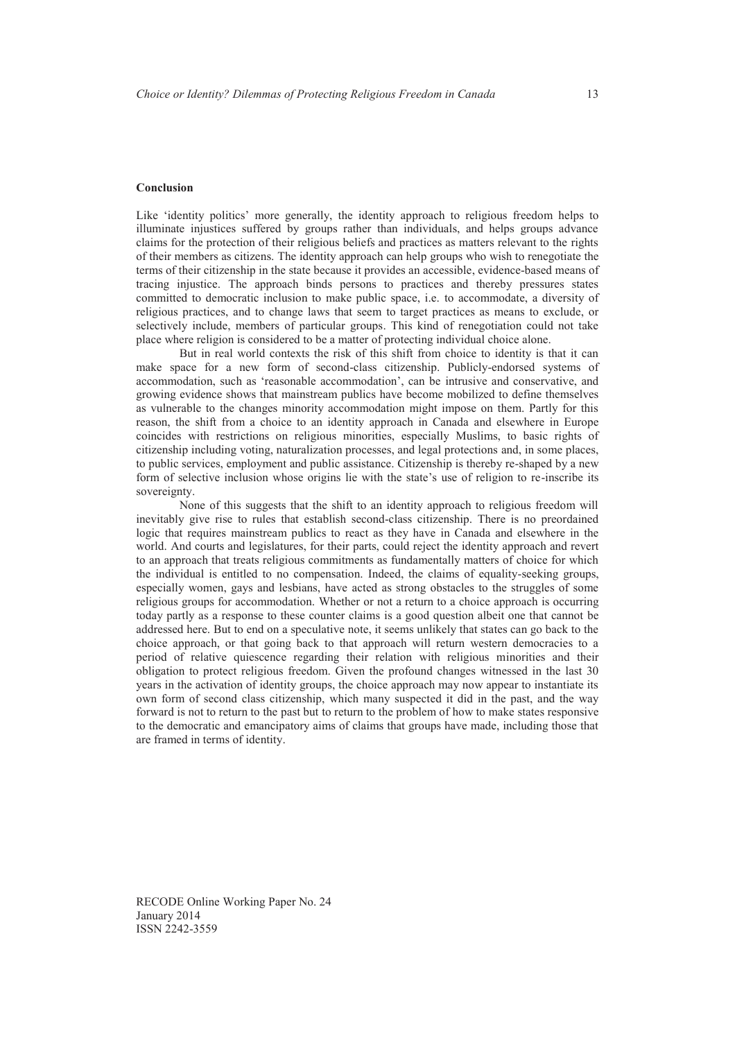## Conclusion

Like 'identity politics' more generally, the identity approach to religious freedom helps to illuminate injustices suffered by groups rather than individuals, and helps groups advance claims for the protection of their religious beliefs and practices as matters relevant to the rights of their members as citizens. The identity approach can help groups who wish to renegotiate the terms of their citizenship in the state because it provides an accessible, evidence-based means of tracing injustice. The approach binds persons to practices and thereby pressures states committed to democratic inclusion to make public space, i.e. to accommodate, a diversity of religious practices, and to change laws that seem to target practices as means to exclude, or selectively include, members of particular groups. This kind of renegotiation could not take place where religion is considered to be a matter of protecting individual choice alone.

But in real world contexts the risk of this shift from choice to identity is that it can make space for a new form of second-class citizenship. Publicly-endorsed systems of accommodation, such as 'reasonable accommodation', can be intrusive and conservative, and growing evidence shows that mainstream publics have become mobilized to define themselves as vulnerable to the changes minority accommodation might impose on them. Partly for this reason, the shift from a choice to an identity approach in Canada and elsewhere in Europe coincides with restrictions on religious minorities, especially Muslims, to basic rights of citizenship including voting, naturalization processes, and legal protections and, in some places, to public services, employment and public assistance. Citizenship is thereby re-shaped by a new form of selective inclusion whose origins lie with the state's use of religion to re-inscribe its sovereignty.

None of this suggests that the shift to an identity approach to religious freedom will inevitably give rise to rules that establish second-class citizenship. There is no preordained logic that requires mainstream publics to react as they have in Canada and elsewhere in the world. And courts and legislatures, for their parts, could reject the identity approach and revert to an approach that treats religious commitments as fundamentally matters of choice for which the individual is entitled to no compensation. Indeed, the claims of equality-seeking groups, especially women, gays and lesbians, have acted as strong obstacles to the struggles of some religious groups for accommodation. Whether or not a return to a choice approach is occurring today partly as a response to these counter claims is a good question albeit one that cannot be addressed here. But to end on a speculative note, it seems unlikely that states can go back to the choice approach, or that going back to that approach will return western democracies to a period of relative quiescence regarding their relation with religious minorities and their obligation to protect religious freedom. Given the profound changes witnessed in the last 30 years in the activation of identity groups, the choice approach may now appear to instantiate its own form of second class citizenship, which many suspected it did in the past, and the way forward is not to return to the past but to return to the problem of how to make states responsive to the democratic and emancipatory aims of claims that groups have made, including those that are framed in terms of identity.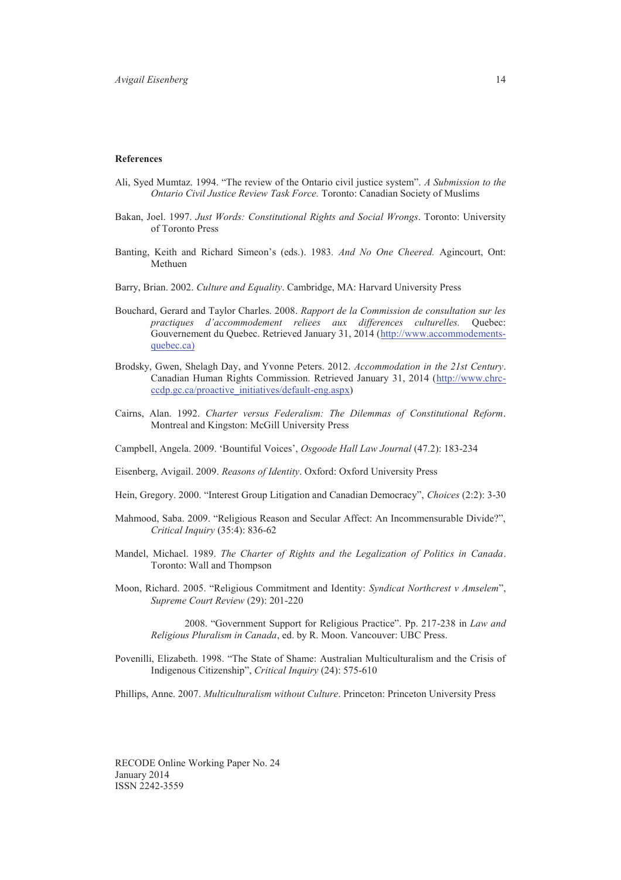**References**

Ali, Syed Mumtaz. 1994. "The review of the Ontario civil justice system". *A Submission to the Ontario Civil Justice Review Task Force.* Toronto: Canadian Society of Muslims

Bakan, Joel. 1997. *Just Words: Constitutional Rights and Social Wrongs*. Toronto: University of Toronto Press

Banting, Keith and Richard Simeon's (eds.). 1983. *And No One Cheered.* Agincourt, Ont: Methuen

Barry, Brian. 2002. *Culture and Equality*. Cambridge, MA: Harvard University Press

Bouchard, Gerard and Taylor Charles. 2008. *Rapport de la Commission de consultation sur les practiques d'accommodement reliees aux differences culturelles.* Quebec: Gouvernement du Quebec. Retrieved January 31, 2014 (http://www.accommodements-quebec.ca)

Brodsky, Gwen, Shelagh Day, and Yvonne Peters. 2012. *Accommodation in the 21st Century*. Canadian Human Rights Commission. Retrieved January 31, 2014 (http://www.chrc-ccdp.gc.ca/proactive_initiatives/default-eng.aspx)

Cairns, Alan. 1992. *Charter versus Federalism: The Dilemmas of Constitutional Reform*. Montreal and Kingston: McGill University Press

Campbell, Angela. 2009. 'Bountiful Voices', *Osgoode Hall Law Journal* (47.2): 183-234

Eisenberg, Avigail. 2009. *Reasons of Identity*. Oxford: Oxford University Press

Hein, Gregory. 2000. "Interest Group Litigation and Canadian Democracy", *Choices* (2:2): 3-30

Mahmood, Saba. 2009. "Religious Reason and Secular Affect: An Incommensurable Divide?", *Critical Inquiry* (35:4): 836-62

Mandel, Michael. 1989. *The Charter of Rights and the Legalization of Politics in Canada*. Toronto: Wall and Thompson

Moon, Richard. 2005. "Religious Commitment and Identity: *Syndicat Northcrest v Amselem*", *Supreme Court Review* (29): 201-220

2008. "Government Support for Religious Practice". Pp. 217-238 in *Law and Religious Pluralism in Canada*, ed. by R. Moon. Vancouver: UBC Press.

Povenilli, Elizabeth. 1998. "The State of Shame: Australian Multiculturalism and the Crisis of Indigenous Citizenship", *Critical Inquiry* (24): 575-610

Phillips, Anne. 2007. *Multiculturalism without Culture*. Princeton: Princeton University Press

RECODE Online Working Paper No. 24
January 2014
ISSN 2242-3559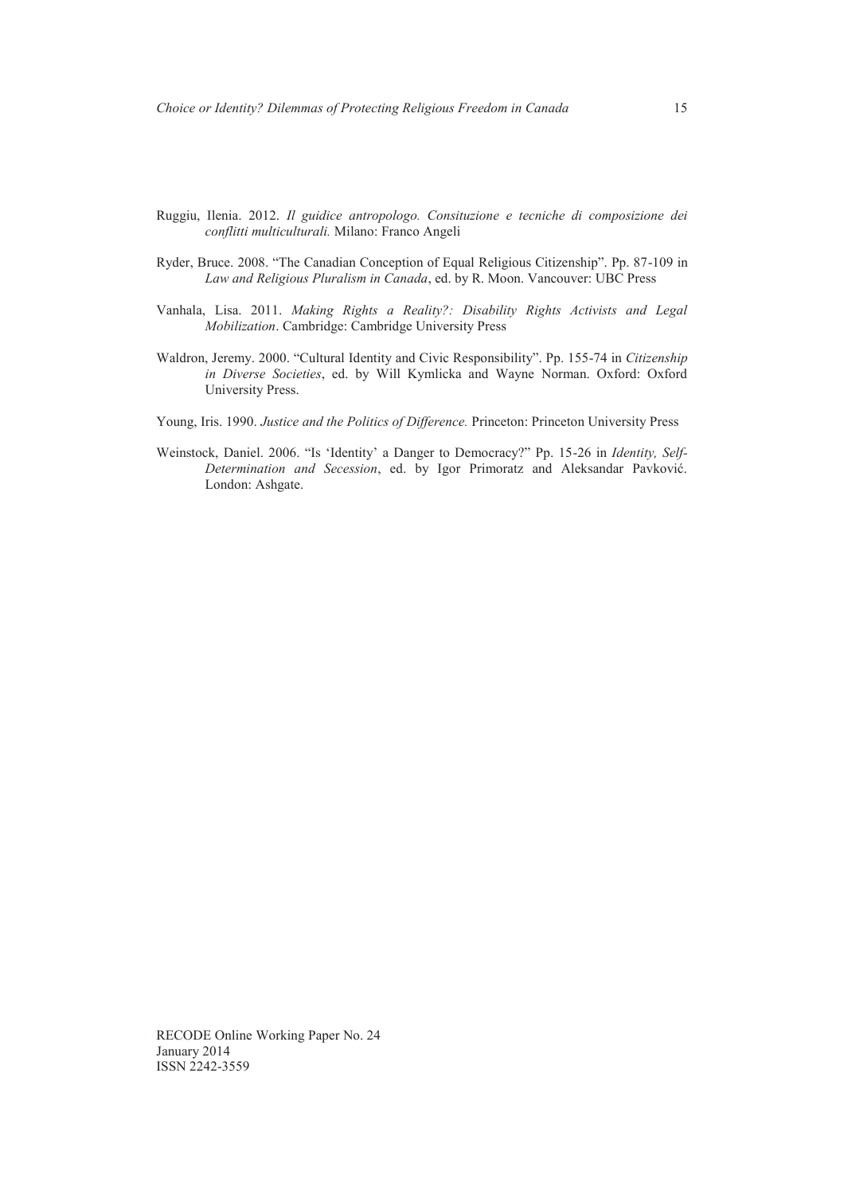Ruggiu, Ilenia. 2012. *Il guidice antropologo. Consituzione e tecniche di composizione dei conflitti multiculturali.* Milano: Franco Angeli

Ryder, Bruce. 2008. "The Canadian Conception of Equal Religious Citizenship". Pp. 87-109 in *Law and Religious Pluralism in Canada*, ed. by R. Moon. Vancouver: UBC Press

Vanhala, Lisa. 2011. *Making Rights a Reality?: Disability Rights Activists and Legal Mobilization*. Cambridge: Cambridge University Press

Waldron, Jeremy. 2000. "Cultural Identity and Civic Responsibility". Pp. 155-74 in *Citizenship in Diverse Societies*, ed. by Will Kymlicka and Wayne Norman. Oxford: Oxford University Press.

Young, Iris. 1990. *Justice and the Politics of Difference.* Princeton: Princeton University Press

Weinstock, Daniel. 2006. "Is 'Identity' a Danger to Democracy?" Pp. 15-26 in *Identity, Self-Determination and Secession*, ed. by Igor Primoratz and Aleksandar Pavković. London: Ashgate.

RECODE Online Working Paper No. 24
January 2014
ISSN 2242-3559